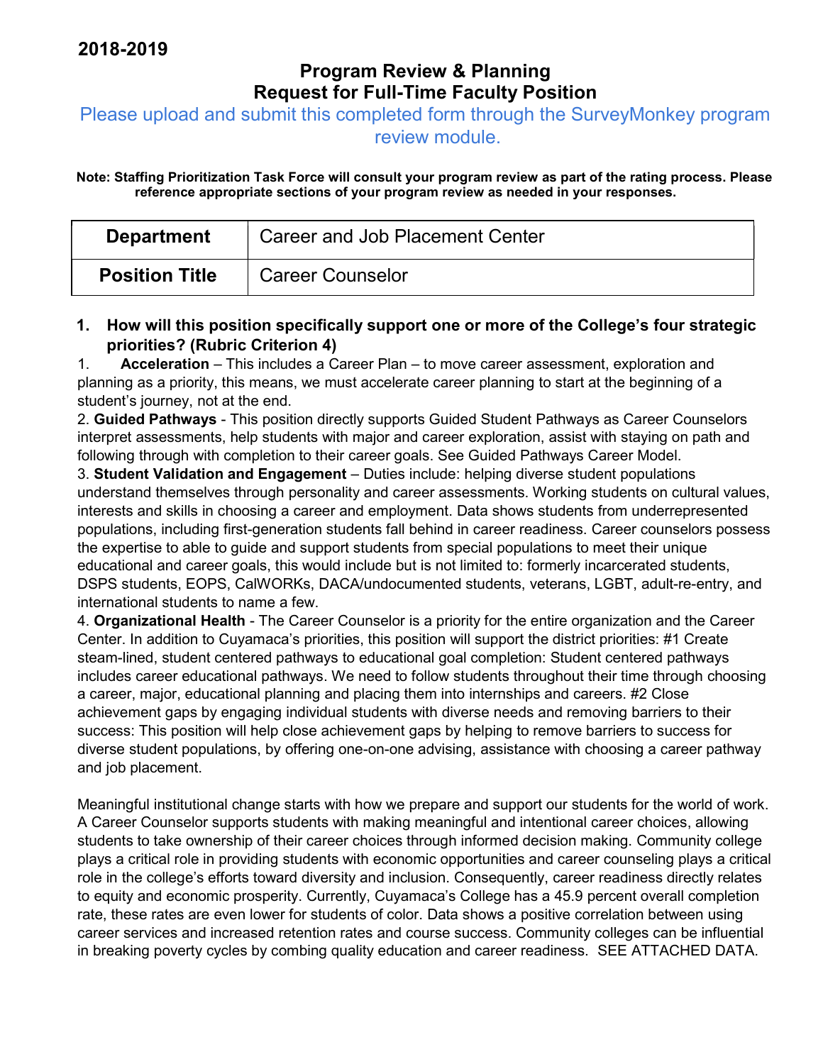**2018-2019**

# Program Review & Planning
# Request for Full-Time Faculty Position

Please upload and submit this completed form through the SurveyMonkey program review module.

**Note: Staffing Prioritization Task Force will consult your program review as part of the rating process. Please reference appropriate sections of your program review as needed in your responses.**

| **Department** | Career and Job Placement Center |
|---|---|
| **Position Title** | Career Counselor |

**1. How will this position specifically support one or more of the College's four strategic priorities? (Rubric Criterion 4)**

1. **Acceleration** – This includes a Career Plan – to move career assessment, exploration and planning as a priority, this means, we must accelerate career planning to start at the beginning of a student's journey, not at the end.
2. **Guided Pathways** - This position directly supports Guided Student Pathways as Career Counselors interpret assessments, help students with major and career exploration, assist with staying on path and following through with completion to their career goals. See Guided Pathways Career Model.
3. **Student Validation and Engagement** – Duties include: helping diverse student populations understand themselves through personality and career assessments. Working students on cultural values, interests and skills in choosing a career and employment. Data shows students from underrepresented populations, including first-generation students fall behind in career readiness. Career counselors possess the expertise to able to guide and support students from special populations to meet their unique educational and career goals, this would include but is not limited to: formerly incarcerated students, DSPS students, EOPS, CalWORKs, DACA/undocumented students, veterans, LGBT, adult-re-entry, and international students to name a few.
4. **Organizational Health** - The Career Counselor is a priority for the entire organization and the Career Center. In addition to Cuyamaca's priorities, this position will support the district priorities: #1 Create steam-lined, student centered pathways to educational goal completion: Student centered pathways includes career educational pathways. We need to follow students throughout their time through choosing a career, major, educational planning and placing them into internships and careers. #2 Close achievement gaps by engaging individual students with diverse needs and removing barriers to their success: This position will help close achievement gaps by helping to remove barriers to success for diverse student populations, by offering one-on-one advising, assistance with choosing a career pathway and job placement.

Meaningful institutional change starts with how we prepare and support our students for the world of work. A Career Counselor supports students with making meaningful and intentional career choices, allowing students to take ownership of their career choices through informed decision making. Community college plays a critical role in providing students with economic opportunities and career counseling plays a critical role in the college's efforts toward diversity and inclusion. Consequently, career readiness directly relates to equity and economic prosperity. Currently, Cuyamaca's College has a 45.9 percent overall completion rate, these rates are even lower for students of color. Data shows a positive correlation between using career services and increased retention rates and course success. Community colleges can be influential in breaking poverty cycles by combing quality education and career readiness. SEE ATTACHED DATA.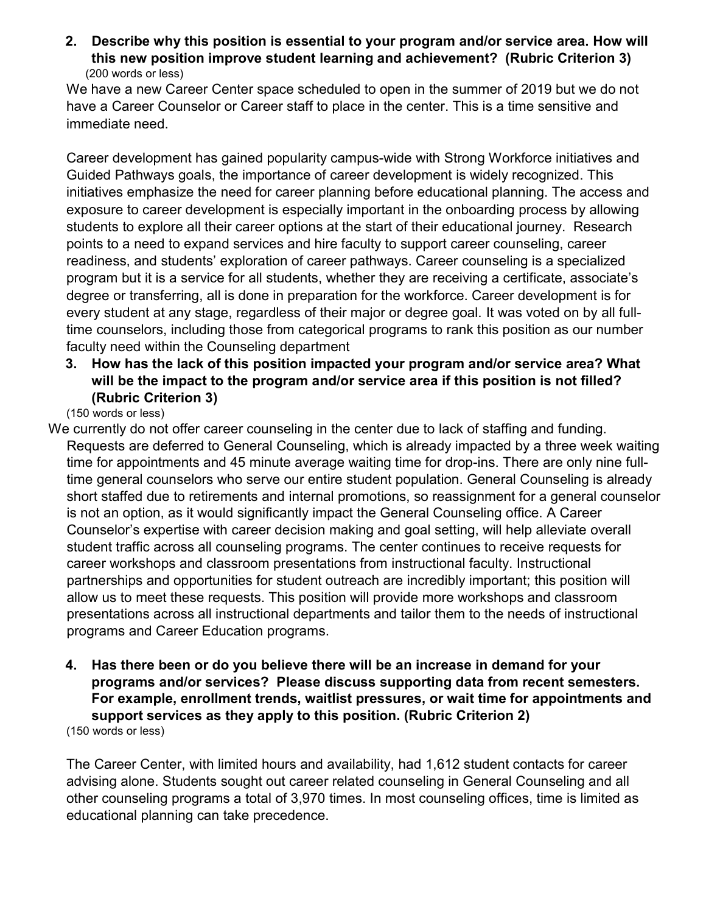**2. Describe why this position is essential to your program and/or service area. How will this new position improve student learning and achievement? (Rubric Criterion 3)**
(200 words or less)

We have a new Career Center space scheduled to open in the summer of 2019 but we do not have a Career Counselor or Career staff to place in the center. This is a time sensitive and immediate need.

Career development has gained popularity campus-wide with Strong Workforce initiatives and Guided Pathways goals, the importance of career development is widely recognized. This initiatives emphasize the need for career planning before educational planning. The access and exposure to career development is especially important in the onboarding process by allowing students to explore all their career options at the start of their educational journey. Research points to a need to expand services and hire faculty to support career counseling, career readiness, and students' exploration of career pathways. Career counseling is a specialized program but it is a service for all students, whether they are receiving a certificate, associate's degree or transferring, all is done in preparation for the workforce. Career development is for every student at any stage, regardless of their major or degree goal. It was voted on by all full-time counselors, including those from categorical programs to rank this position as our number faculty need within the Counseling department

**3. How has the lack of this position impacted your program and/or service area? What will be the impact to the program and/or service area if this position is not filled? (Rubric Criterion 3)**
(150 words or less)

We currently do not offer career counseling in the center due to lack of staffing and funding. Requests are deferred to General Counseling, which is already impacted by a three week waiting time for appointments and 45 minute average waiting time for drop-ins. There are only nine full-time general counselors who serve our entire student population. General Counseling is already short staffed due to retirements and internal promotions, so reassignment for a general counselor is not an option, as it would significantly impact the General Counseling office. A Career Counselor's expertise with career decision making and goal setting, will help alleviate overall student traffic across all counseling programs. The center continues to receive requests for career workshops and classroom presentations from instructional faculty. Instructional partnerships and opportunities for student outreach are incredibly important; this position will allow us to meet these requests. This position will provide more workshops and classroom presentations across all instructional departments and tailor them to the needs of instructional programs and Career Education programs.

**4. Has there been or do you believe there will be an increase in demand for your programs and/or services? Please discuss supporting data from recent semesters. For example, enrollment trends, waitlist pressures, or wait time for appointments and support services as they apply to this position. (Rubric Criterion 2)**
(150 words or less)

The Career Center, with limited hours and availability, had 1,612 student contacts for career advising alone. Students sought out career related counseling in General Counseling and all other counseling programs a total of 3,970 times. In most counseling offices, time is limited as educational planning can take precedence.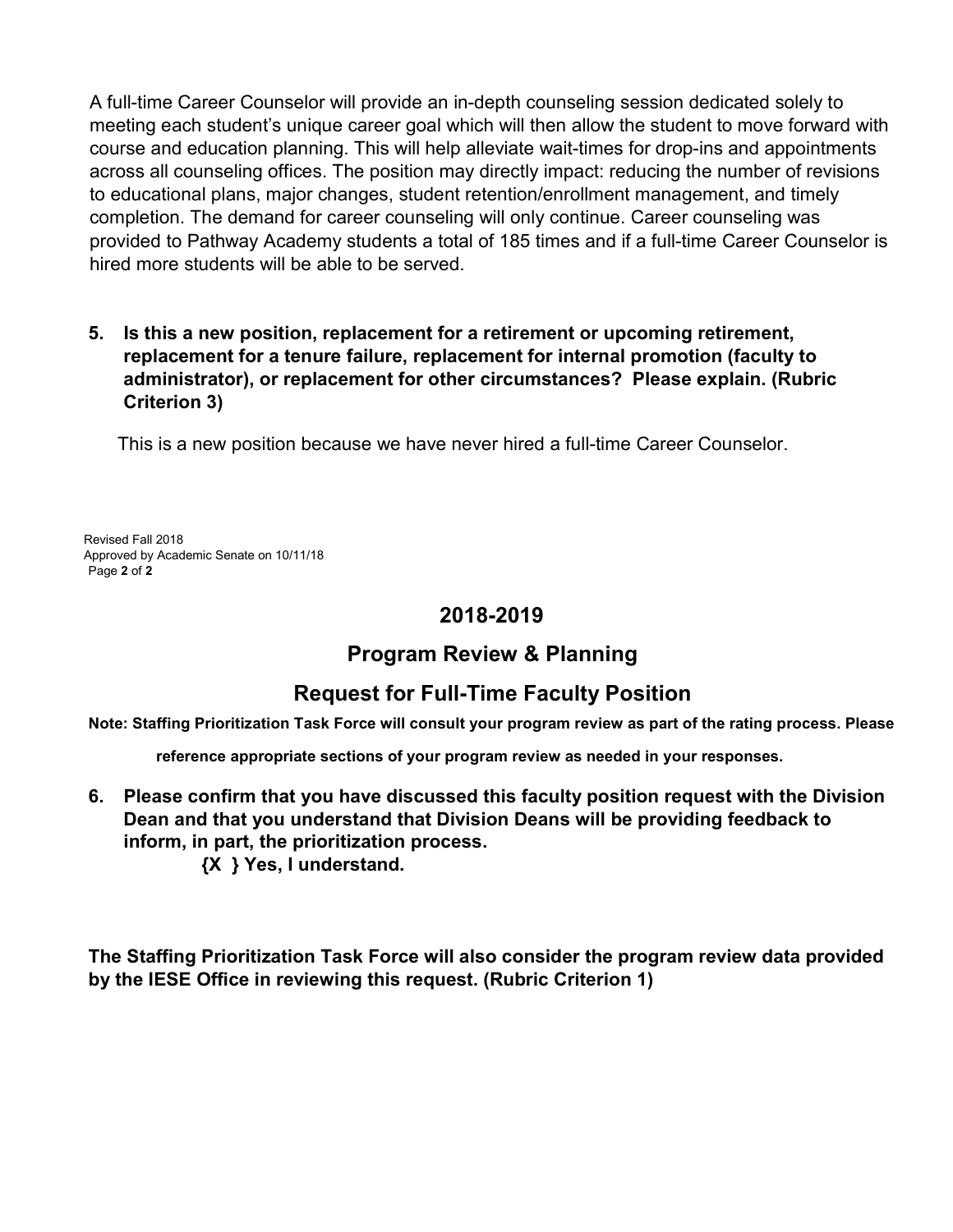A full-time Career Counselor will provide an in-depth counseling session dedicated solely to meeting each student's unique career goal which will then allow the student to move forward with course and education planning. This will help alleviate wait-times for drop-ins and appointments across all counseling offices. The position may directly impact: reducing the number of revisions to educational plans, major changes, student retention/enrollment management, and timely completion. The demand for career counseling will only continue. Career counseling was provided to Pathway Academy students a total of 185 times and if a full-time Career Counselor is hired more students will be able to be served.

**5. Is this a new position, replacement for a retirement or upcoming retirement, replacement for a tenure failure, replacement for internal promotion (faculty to administrator), or replacement for other circumstances? Please explain. (Rubric Criterion 3)**

This is a new position because we have never hired a full-time Career Counselor.

Revised Fall 2018
Approved by Academic Senate on 10/11/18

## 2018-2019

## Program Review & Planning

## Request for Full-Time Faculty Position

**Note: Staffing Prioritization Task Force will consult your program review as part of the rating process. Please reference appropriate sections of your program review as needed in your responses.**

**6. Please confirm that you have discussed this faculty position request with the Division Dean and that you understand that Division Deans will be providing feedback to inform, in part, the prioritization process.**
**{X } Yes, I understand.**

**The Staffing Prioritization Task Force will also consider the program review data provided by the IESE Office in reviewing this request. (Rubric Criterion 1)**